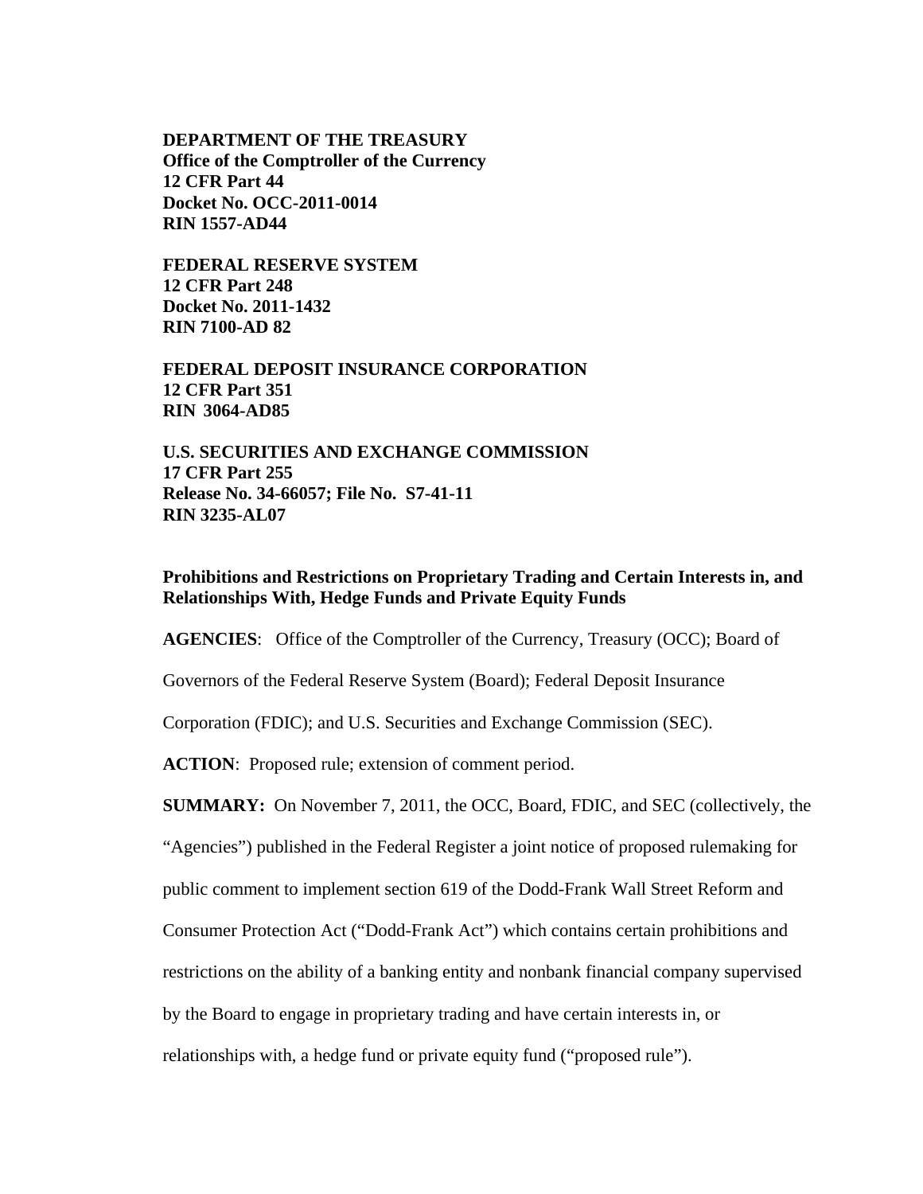**DEPARTMENT OF THE TREASURY**
**Office of the Comptroller of the Currency**
**12 CFR Part 44**
**Docket No. OCC-2011-0014**
**RIN 1557-AD44**

**FEDERAL RESERVE SYSTEM**
**12 CFR Part 248**
**Docket No. 2011-1432**
**RIN 7100-AD 82**

**FEDERAL DEPOSIT INSURANCE CORPORATION**
**12 CFR Part 351**
**RIN 3064-AD85**

**U.S. SECURITIES AND EXCHANGE COMMISSION**
**17 CFR Part 255**
**Release No. 34-66057; File No. S7-41-11**
**RIN 3235-AL07**

**Prohibitions and Restrictions on Proprietary Trading and Certain Interests in, and Relationships With, Hedge Funds and Private Equity Funds**

**AGENCIES**: Office of the Comptroller of the Currency, Treasury (OCC); Board of Governors of the Federal Reserve System (Board); Federal Deposit Insurance Corporation (FDIC); and U.S. Securities and Exchange Commission (SEC).

**ACTION**: Proposed rule; extension of comment period.

**SUMMARY:** On November 7, 2011, the OCC, Board, FDIC, and SEC (collectively, the "Agencies") published in the Federal Register a joint notice of proposed rulemaking for public comment to implement section 619 of the Dodd-Frank Wall Street Reform and Consumer Protection Act ("Dodd-Frank Act") which contains certain prohibitions and restrictions on the ability of a banking entity and nonbank financial company supervised by the Board to engage in proprietary trading and have certain interests in, or relationships with, a hedge fund or private equity fund ("proposed rule").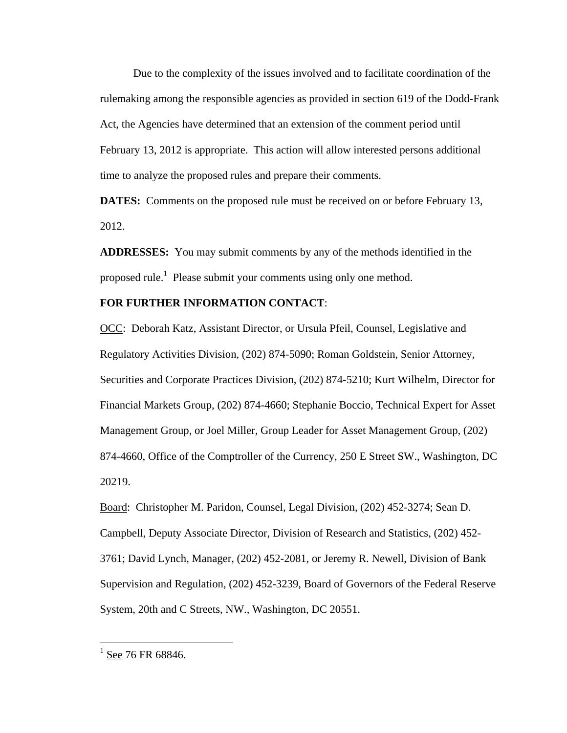Due to the complexity of the issues involved and to facilitate coordination of the rulemaking among the responsible agencies as provided in section 619 of the Dodd-Frank Act, the Agencies have determined that an extension of the comment period until February 13, 2012 is appropriate. This action will allow interested persons additional time to analyze the proposed rules and prepare their comments.

**DATES:** Comments on the proposed rule must be received on or before February 13, 2012.

**ADDRESSES:** You may submit comments by any of the methods identified in the proposed rule.[1] Please submit your comments using only one method.

**FOR FURTHER INFORMATION CONTACT**:

OCC: Deborah Katz, Assistant Director, or Ursula Pfeil, Counsel, Legislative and Regulatory Activities Division, (202) 874-5090; Roman Goldstein, Senior Attorney, Securities and Corporate Practices Division, (202) 874-5210; Kurt Wilhelm, Director for Financial Markets Group, (202) 874-4660; Stephanie Boccio, Technical Expert for Asset Management Group, or Joel Miller, Group Leader for Asset Management Group, (202) 874-4660, Office of the Comptroller of the Currency, 250 E Street SW., Washington, DC 20219.

Board: Christopher M. Paridon, Counsel, Legal Division, (202) 452-3274; Sean D. Campbell, Deputy Associate Director, Division of Research and Statistics, (202) 452-3761; David Lynch, Manager, (202) 452-2081, or Jeremy R. Newell, Division of Bank Supervision and Regulation, (202) 452-3239, Board of Governors of the Federal Reserve System, 20th and C Streets, NW., Washington, DC 20551.

---

[1] See 76 FR 68846.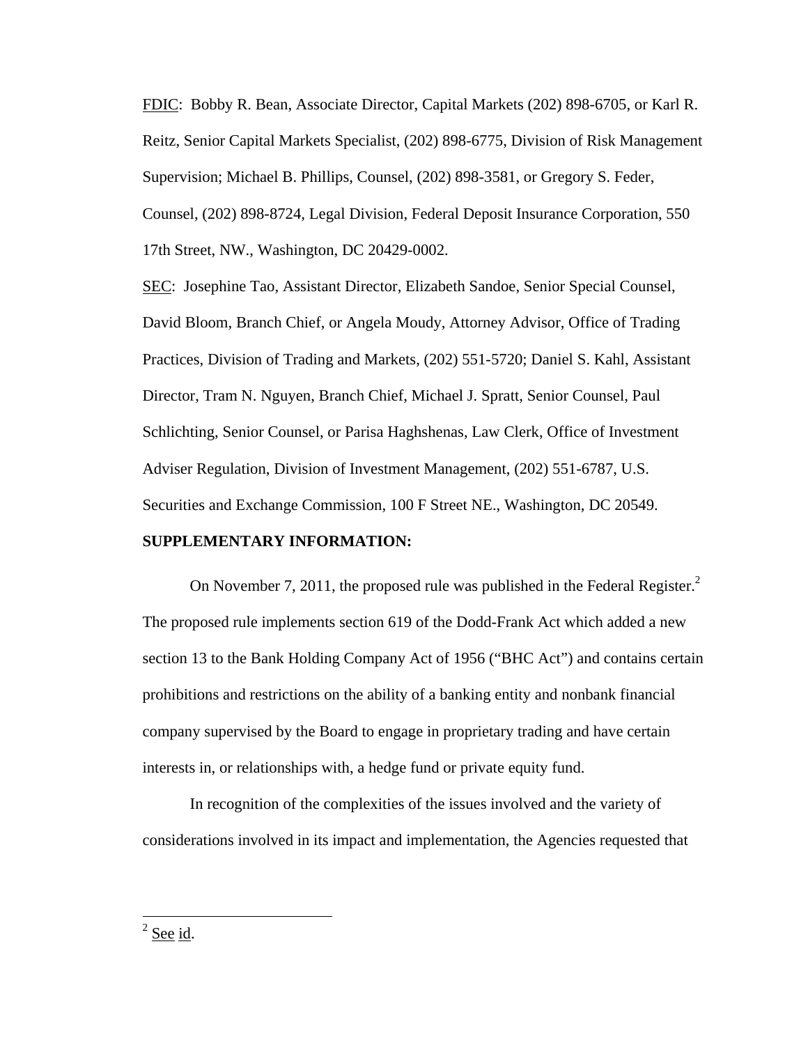FDIC: Bobby R. Bean, Associate Director, Capital Markets (202) 898-6705, or Karl R. Reitz, Senior Capital Markets Specialist, (202) 898-6775, Division of Risk Management Supervision; Michael B. Phillips, Counsel, (202) 898-3581, or Gregory S. Feder, Counsel, (202) 898-8724, Legal Division, Federal Deposit Insurance Corporation, 550 17th Street, NW., Washington, DC 20429-0002.

SEC: Josephine Tao, Assistant Director, Elizabeth Sandoe, Senior Special Counsel, David Bloom, Branch Chief, or Angela Moudy, Attorney Advisor, Office of Trading Practices, Division of Trading and Markets, (202) 551-5720; Daniel S. Kahl, Assistant Director, Tram N. Nguyen, Branch Chief, Michael J. Spratt, Senior Counsel, Paul Schlichting, Senior Counsel, or Parisa Haghshenas, Law Clerk, Office of Investment Adviser Regulation, Division of Investment Management, (202) 551-6787, U.S. Securities and Exchange Commission, 100 F Street NE., Washington, DC 20549.

**SUPPLEMENTARY INFORMATION:**

On November 7, 2011, the proposed rule was published in the Federal Register.[2] The proposed rule implements section 619 of the Dodd-Frank Act which added a new section 13 to the Bank Holding Company Act of 1956 ("BHC Act") and contains certain prohibitions and restrictions on the ability of a banking entity and nonbank financial company supervised by the Board to engage in proprietary trading and have certain interests in, or relationships with, a hedge fund or private equity fund.

In recognition of the complexities of the issues involved and the variety of considerations involved in its impact and implementation, the Agencies requested that

---

[2] See id.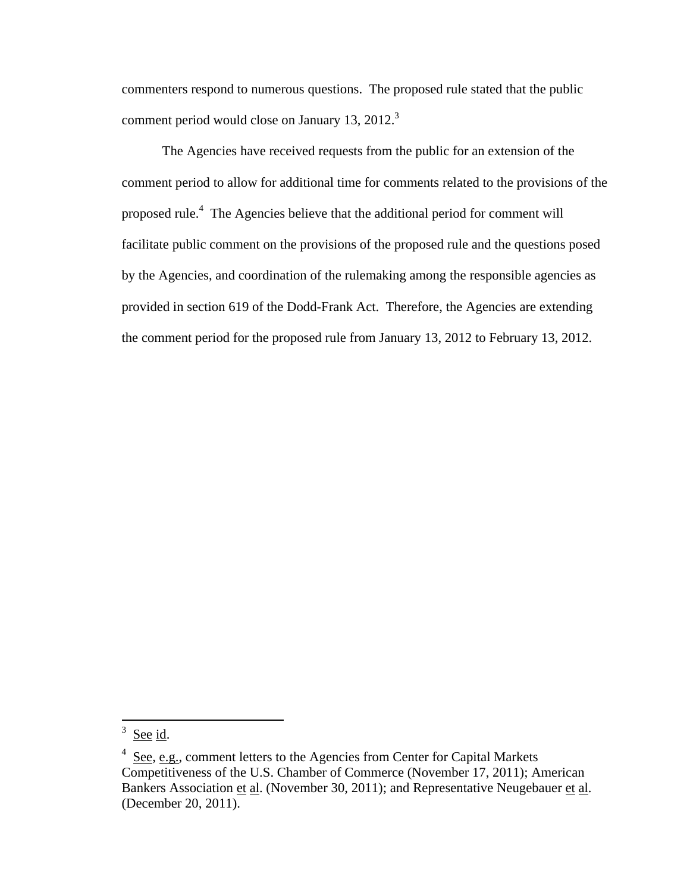commenters respond to numerous questions. The proposed rule stated that the public comment period would close on January 13, 2012.[3]

The Agencies have received requests from the public for an extension of the comment period to allow for additional time for comments related to the provisions of the proposed rule.[4] The Agencies believe that the additional period for comment will facilitate public comment on the provisions of the proposed rule and the questions posed by the Agencies, and coordination of the rulemaking among the responsible agencies as provided in section 619 of the Dodd-Frank Act. Therefore, the Agencies are extending the comment period for the proposed rule from January 13, 2012 to February 13, 2012.

---

[3] See id.

[4] See, e.g., comment letters to the Agencies from Center for Capital Markets Competitiveness of the U.S. Chamber of Commerce (November 17, 2011); American Bankers Association et al. (November 30, 2011); and Representative Neugebauer et al. (December 20, 2011).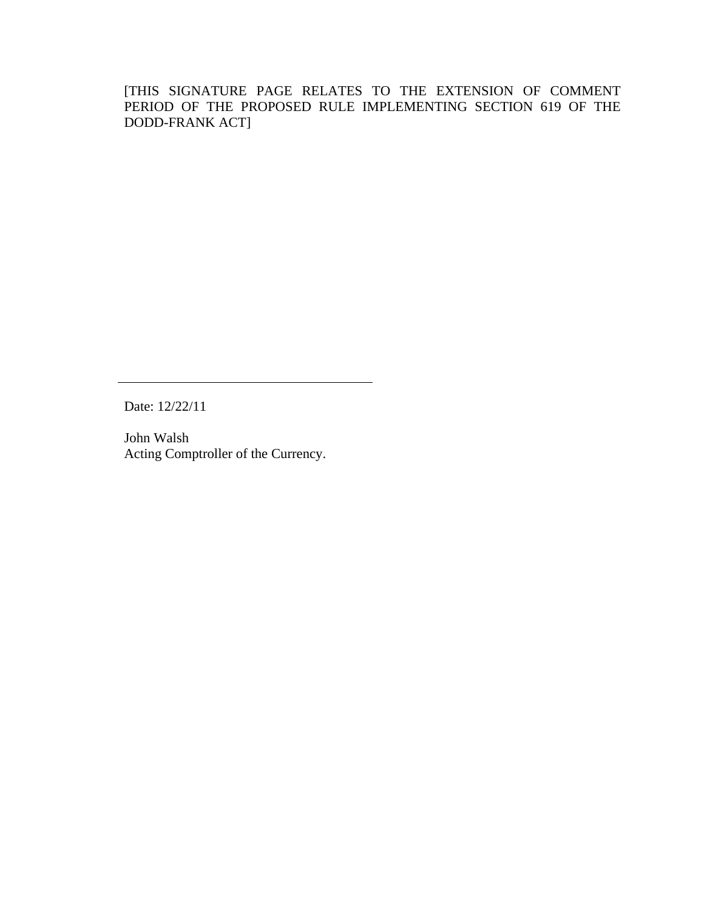[THIS SIGNATURE PAGE RELATES TO THE EXTENSION OF COMMENT PERIOD OF THE PROPOSED RULE IMPLEMENTING SECTION 619 OF THE DODD-FRANK ACT]

\_\_\_\_\_\_\_\_\_\_\_\_\_\_\_\_\_\_\_\_\_\_\_\_\_\_\_\_\_\_\_\_\_\_\_\_\_\_\_\_

Date: 12/22/11

John Walsh
Acting Comptroller of the Currency.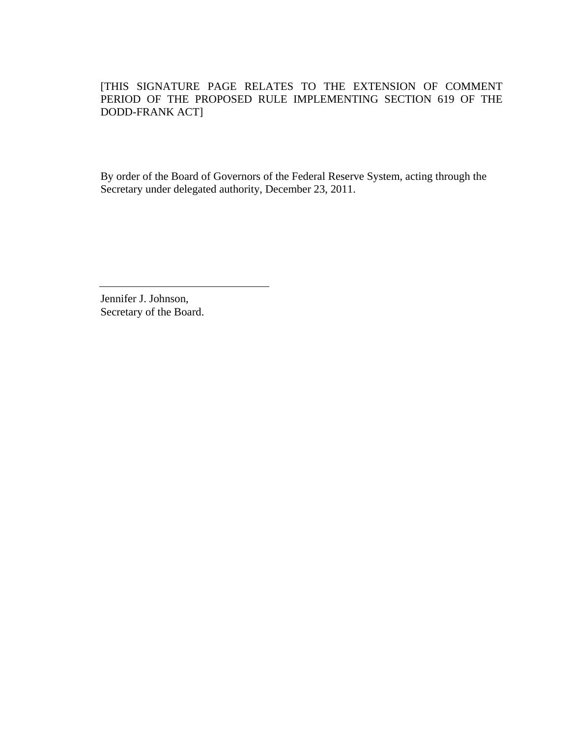[THIS SIGNATURE PAGE RELATES TO THE EXTENSION OF COMMENT PERIOD OF THE PROPOSED RULE IMPLEMENTING SECTION 619 OF THE DODD-FRANK ACT]

By order of the Board of Governors of the Federal Reserve System, acting through the Secretary under delegated authority, December 23, 2011.

\_\_\_\_\_\_\_\_\_\_\_\_\_\_\_\_\_\_\_\_\_\_\_\_\_\_\_\_\_\_\_\_\_\_

Jennifer J. Johnson,  
Secretary of the Board.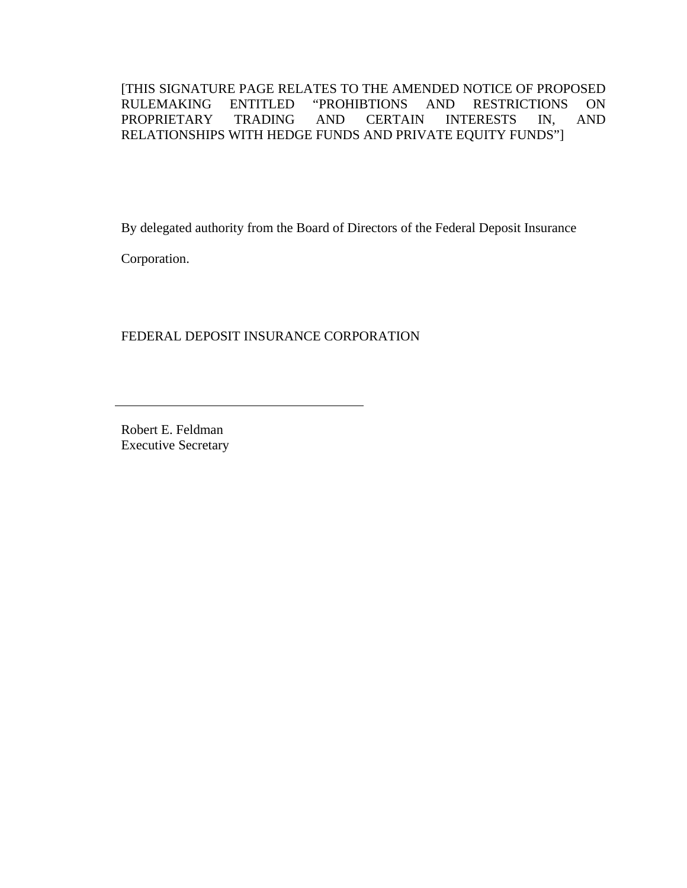[THIS SIGNATURE PAGE RELATES TO THE AMENDED NOTICE OF PROPOSED RULEMAKING ENTITLED "PROHIBTIONS AND RESTRICTIONS ON PROPRIETARY TRADING AND CERTAIN INTERESTS IN, AND RELATIONSHIPS WITH HEDGE FUNDS AND PRIVATE EQUITY FUNDS"]

By delegated authority from the Board of Directors of the Federal Deposit Insurance Corporation.

FEDERAL DEPOSIT INSURANCE CORPORATION

\_\_\_\_\_\_\_\_\_\_\_\_\_\_\_\_\_\_\_\_\_\_\_\_\_\_\_\_\_\_\_\_\_\_\_\_\_\_\_\_

Robert E. Feldman
Executive Secretary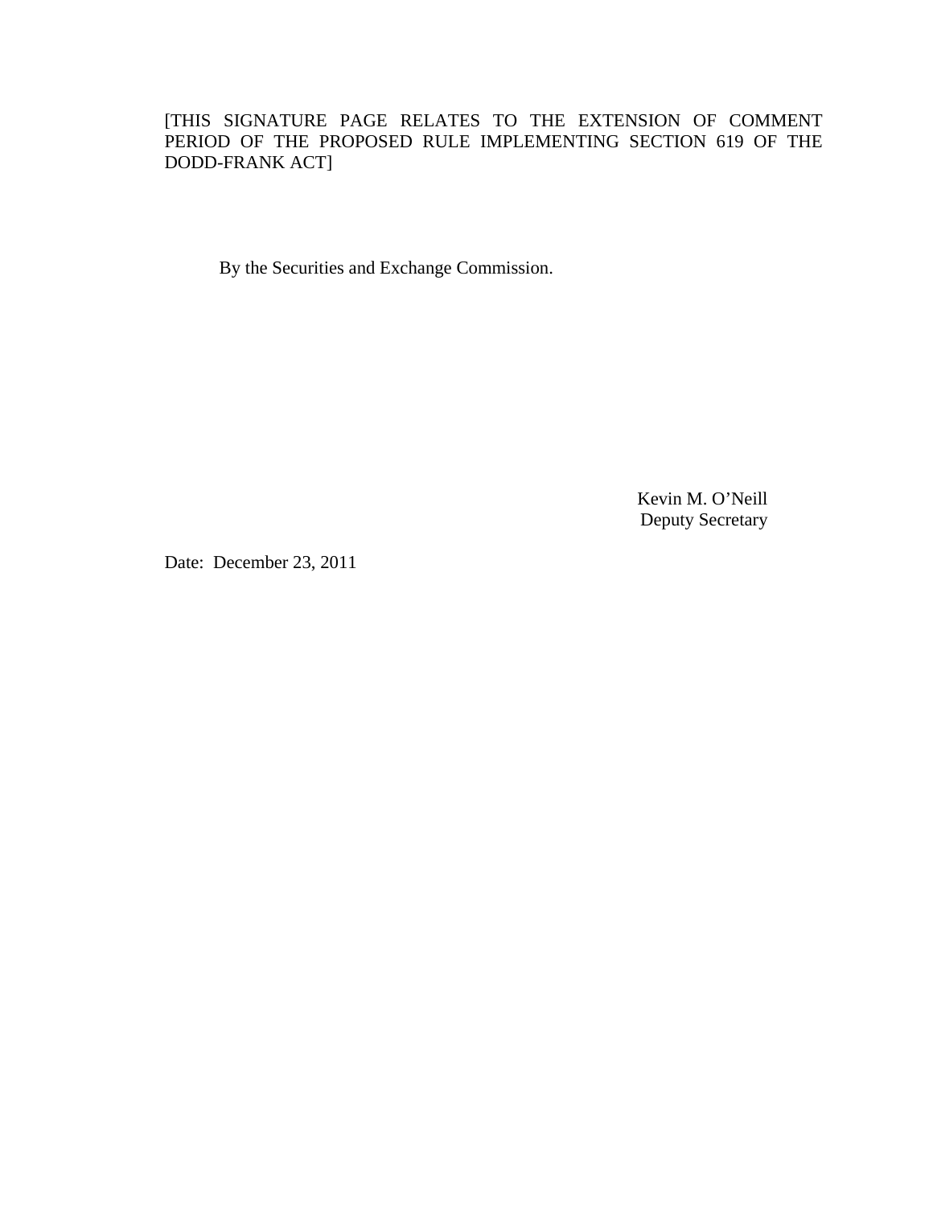[THIS SIGNATURE PAGE RELATES TO THE EXTENSION OF COMMENT PERIOD OF THE PROPOSED RULE IMPLEMENTING SECTION 619 OF THE DODD-FRANK ACT]

By the Securities and Exchange Commission.

Kevin M. O'Neill
Deputy Secretary

Date: December 23, 2011